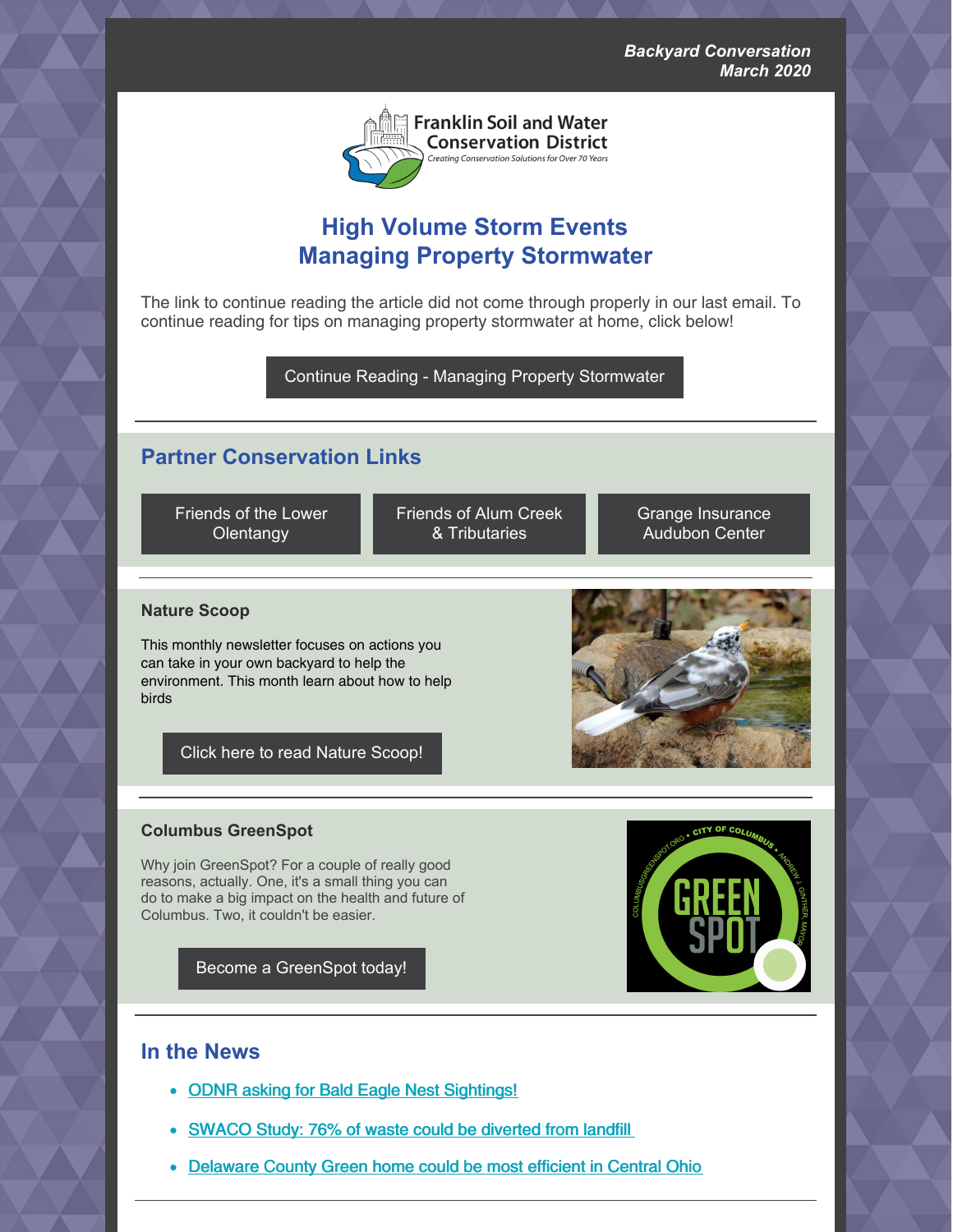*Backyard Conversation*
*March 2020*

Franklin Soil and Water Conservation District
Creating Conservation Solutions for Over 70 Years

## High Volume Storm Events
## Managing Property Stormwater

The link to continue reading the article did not come through properly in our last email. To continue reading for tips on managing property stormwater at home, click below!

Continue Reading - Managing Property Stormwater

---

## Partner Conservation Links

Friends of the Lower Olentangy

Friends of Alum Creek & Tributaries

Grange Insurance Audubon Center

---

### Nature Scoop

This monthly newsletter focuses on actions you can take in your own backyard to help the environment. This month learn about how to help birds

Click here to read Nature Scoop!

---

### Columbus GreenSpot

Why join GreenSpot? For a couple of really good reasons, actually. One, it's a small thing you can do to make a big impact on the health and future of Columbus. Two, it couldn't be easier.

Become a GreenSpot today!

---

## In the News

- ODNR asking for Bald Eagle Nest Sightings!
- SWACO Study: 76% of waste could be diverted from landfill
- Delaware County Green home could be most efficient in Central Ohio

---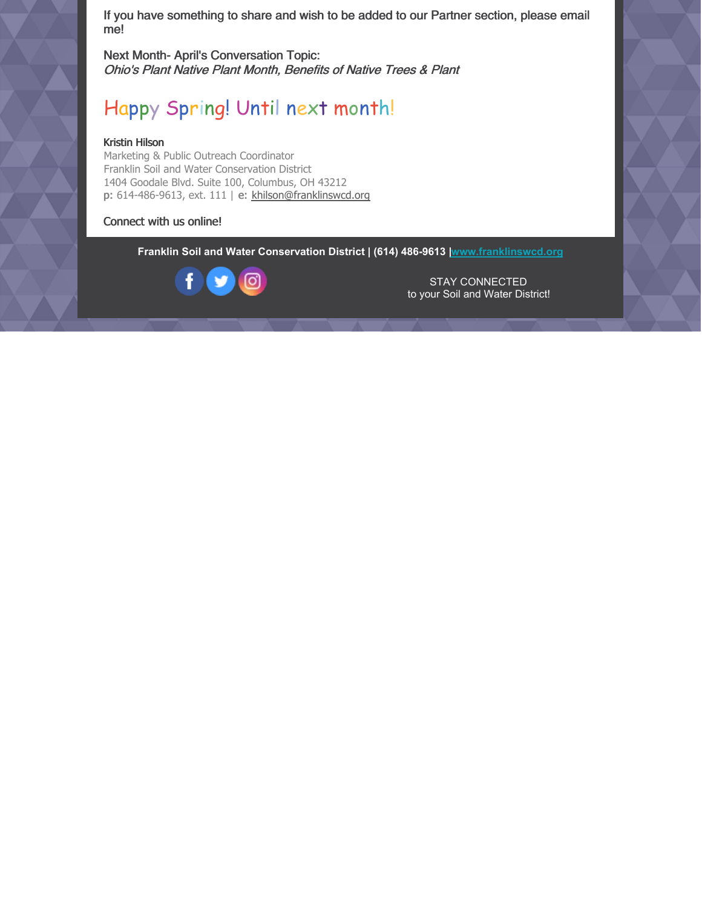If you have something to share and wish to be added to our Partner section, please email me!

Next Month- April's Conversation Topic:
*Ohio's Plant Native Plant Month, Benefits of Native Trees & Plant*

## Happy Spring! Until next month!

**Kristin Hilson**
Marketing & Public Outreach Coordinator
Franklin Soil and Water Conservation District
1404 Goodale Blvd. Suite 100, Columbus, OH 43212
**p:** 614-486-9613, ext. 111 | **e:** khilson@franklinswcd.org

Connect with us online!

**Franklin Soil and Water Conservation District | (614) 486-9613 | www.franklinswcd.org**

STAY CONNECTED
to your Soil and Water District!